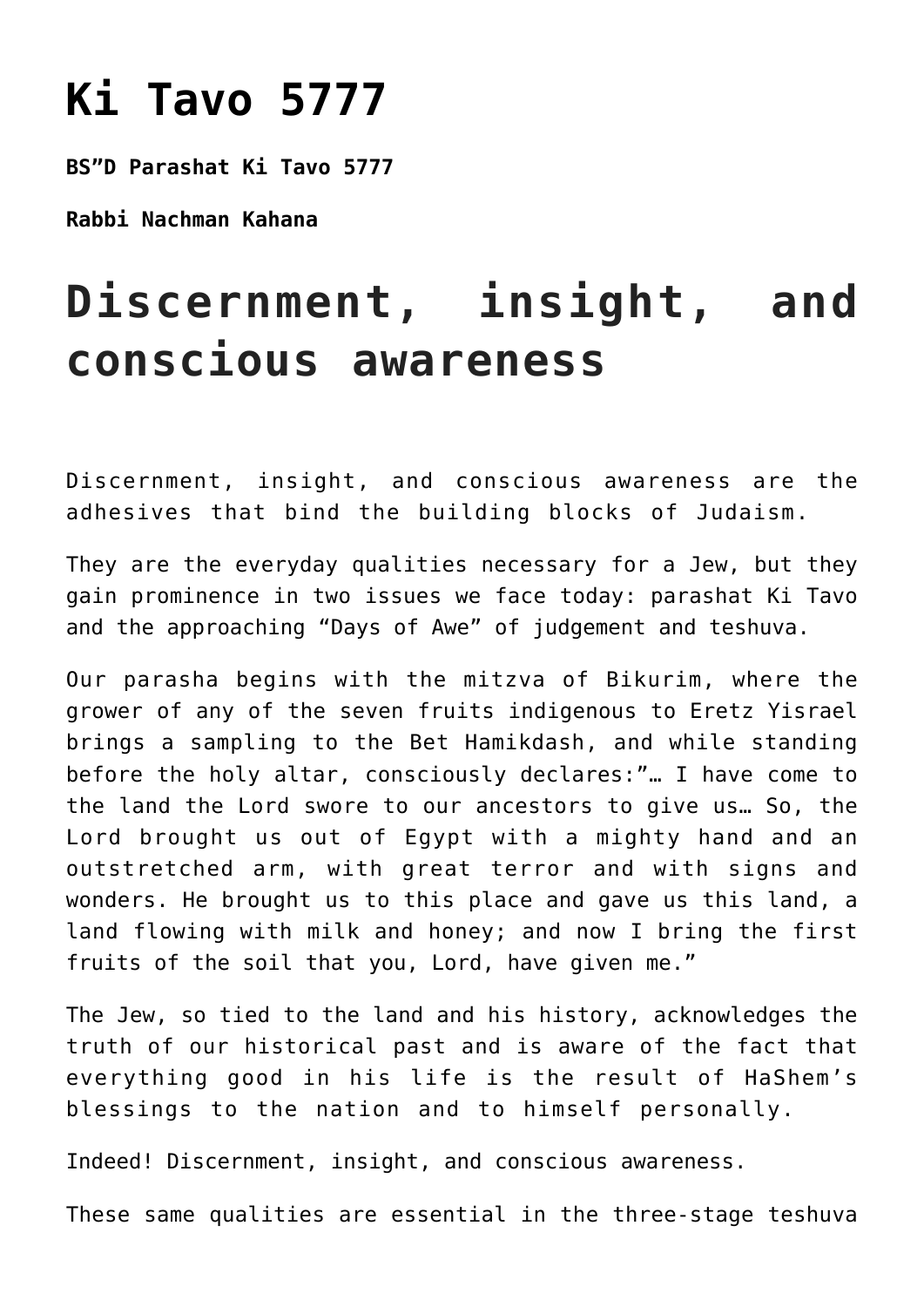# Ki Tavo 5777

**BS"D Parashat Ki Tavo 5777**

**Rabbi Nachman Kahana**

# Discernment, insight, and conscious awareness

Discernment, insight, and conscious awareness are the adhesives that bind the building blocks of Judaism.

They are the everyday qualities necessary for a Jew, but they gain prominence in two issues we face today: parashat Ki Tavo and the approaching "Days of Awe" of judgement and teshuva.

Our parasha begins with the mitzva of Bikurim, where the grower of any of the seven fruits indigenous to Eretz Yisrael brings a sampling to the Bet Hamikdash, and while standing before the holy altar, consciously declares:"… I have come to the land the Lord swore to our ancestors to give us… So, the Lord brought us out of Egypt with a mighty hand and an outstretched arm, with great terror and with signs and wonders. He brought us to this place and gave us this land, a land flowing with milk and honey; and now I bring the first fruits of the soil that you, Lord, have given me."

The Jew, so tied to the land and his history, acknowledges the truth of our historical past and is aware of the fact that everything good in his life is the result of HaShem's blessings to the nation and to himself personally.

Indeed! Discernment, insight, and conscious awareness.

These same qualities are essential in the three-stage teshuva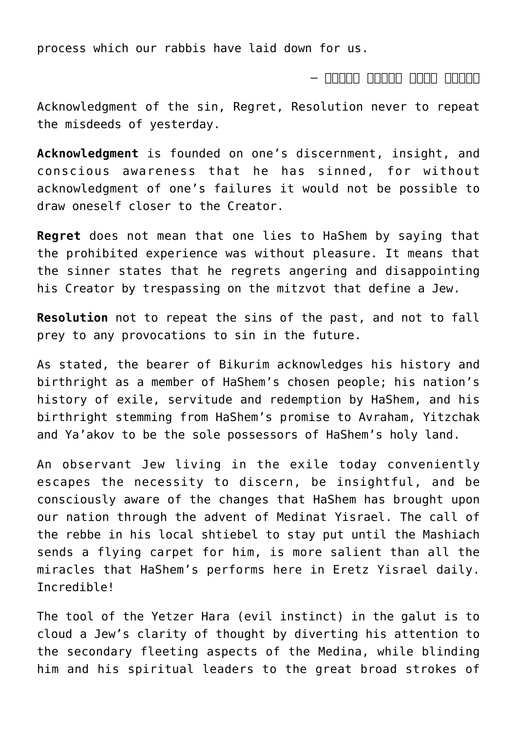process which our rabbis have laid down for us.

– □□□□□ □□□□□ □□□□ □□□□□

Acknowledgment of the sin, Regret, Resolution never to repeat the misdeeds of yesterday.

**Acknowledgment** is founded on one's discernment, insight, and conscious awareness that he has sinned, for without acknowledgment of one's failures it would not be possible to draw oneself closer to the Creator.

**Regret** does not mean that one lies to HaShem by saying that the prohibited experience was without pleasure. It means that the sinner states that he regrets angering and disappointing his Creator by trespassing on the mitzvot that define a Jew.

**Resolution** not to repeat the sins of the past, and not to fall prey to any provocations to sin in the future.

As stated, the bearer of Bikurim acknowledges his history and birthright as a member of HaShem's chosen people; his nation's history of exile, servitude and redemption by HaShem, and his birthright stemming from HaShem's promise to Avraham, Yitzchak and Ya'akov to be the sole possessors of HaShem's holy land.

An observant Jew living in the exile today conveniently escapes the necessity to discern, be insightful, and be consciously aware of the changes that HaShem has brought upon our nation through the advent of Medinat Yisrael. The call of the rebbe in his local shtiebel to stay put until the Mashiach sends a flying carpet for him, is more salient than all the miracles that HaShem's performs here in Eretz Yisrael daily. Incredible!

The tool of the Yetzer Hara (evil instinct) in the galut is to cloud a Jew's clarity of thought by diverting his attention to the secondary fleeting aspects of the Medina, while blinding him and his spiritual leaders to the great broad strokes of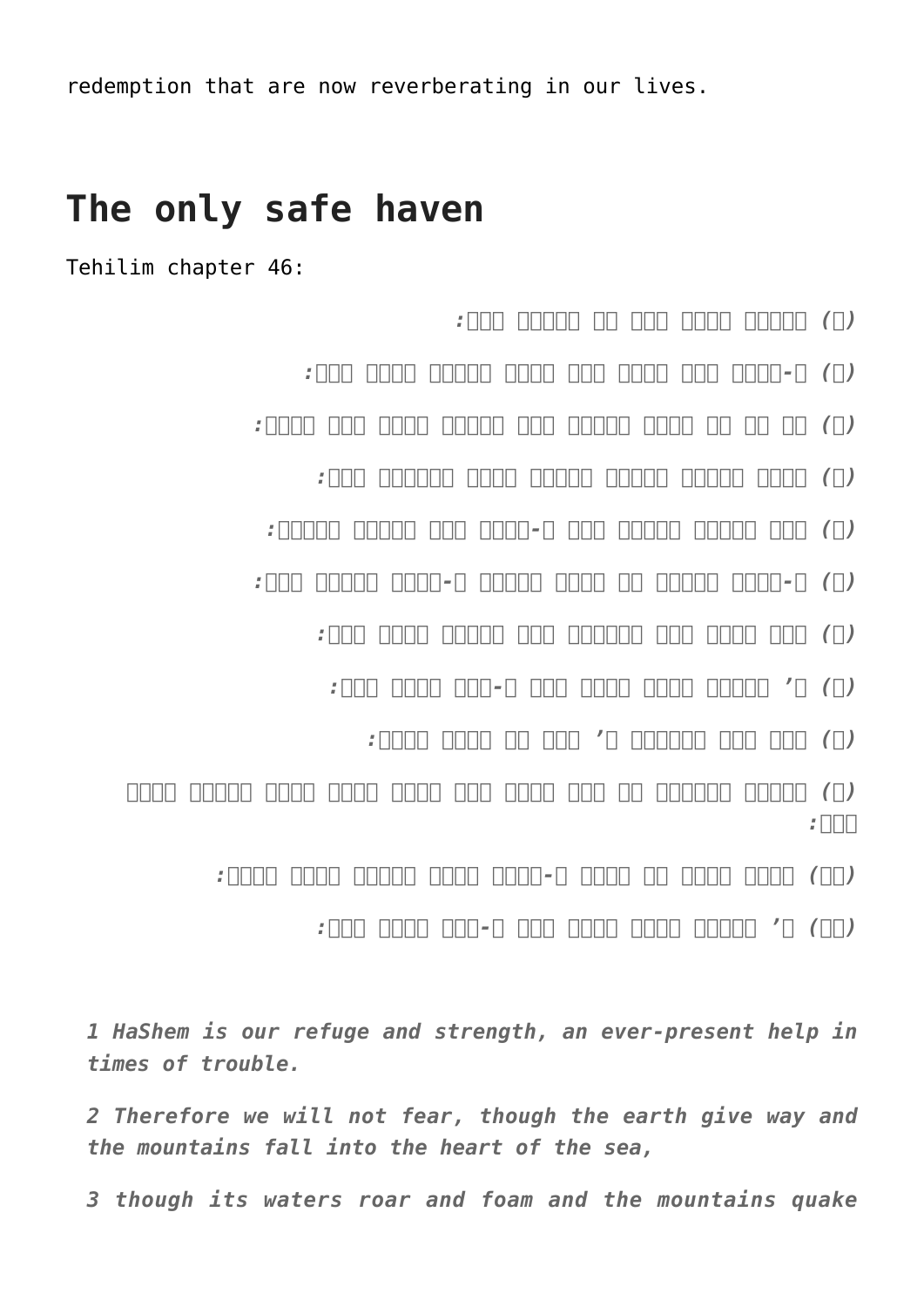redemption that are now reverberating in our lives.

## The only safe haven

Tehilim chapter 46:

*1 HaShem is our refuge and strength, an ever-present help in times of trouble.*

*2 Therefore we will not fear, though the earth give way and the mountains fall into the heart of the sea,*

*3 though its waters roar and foam and the mountains quake*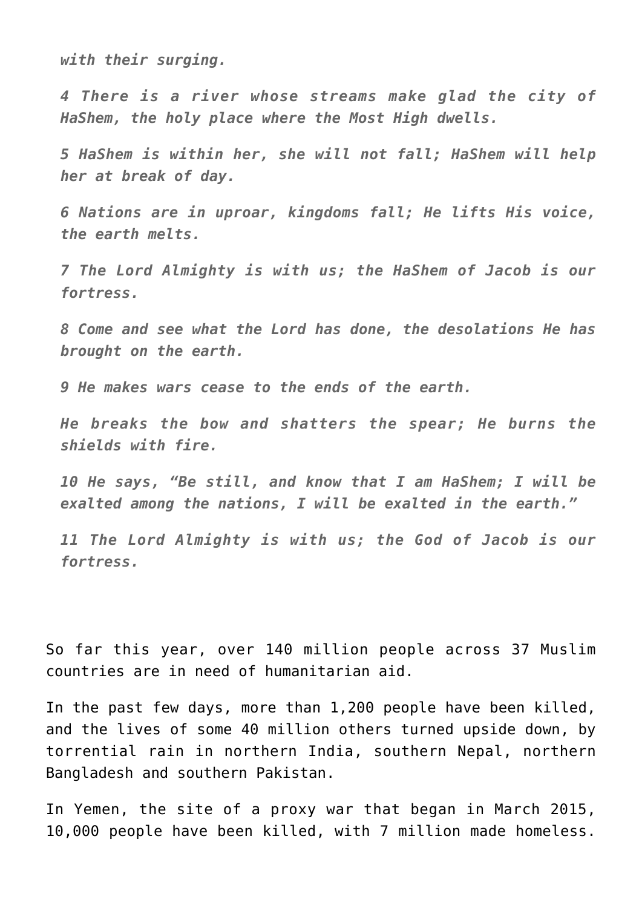*with their surging.*

*4 There is a river whose streams make glad the city of HaShem, the holy place where the Most High dwells.*

*5 HaShem is within her, she will not fall; HaShem will help her at break of day.*

*6 Nations are in uproar, kingdoms fall; He lifts His voice, the earth melts.*

*7 The Lord Almighty is with us; the HaShem of Jacob is our fortress.*

*8 Come and see what the Lord has done, the desolations He has brought on the earth.*

*9 He makes wars cease to the ends of the earth.*

*He breaks the bow and shatters the spear; He burns the shields with fire.*

*10 He says, "Be still, and know that I am HaShem; I will be exalted among the nations, I will be exalted in the earth."*

*11 The Lord Almighty is with us; the God of Jacob is our fortress.*

So far this year, over 140 million people across 37 Muslim countries are in need of humanitarian aid.

In the past few days, more than 1,200 people have been killed, and the lives of some 40 million others turned upside down, by torrential rain in northern India, southern Nepal, northern Bangladesh and southern Pakistan.

In Yemen, the site of a proxy war that began in March 2015, 10,000 people have been killed, with 7 million made homeless.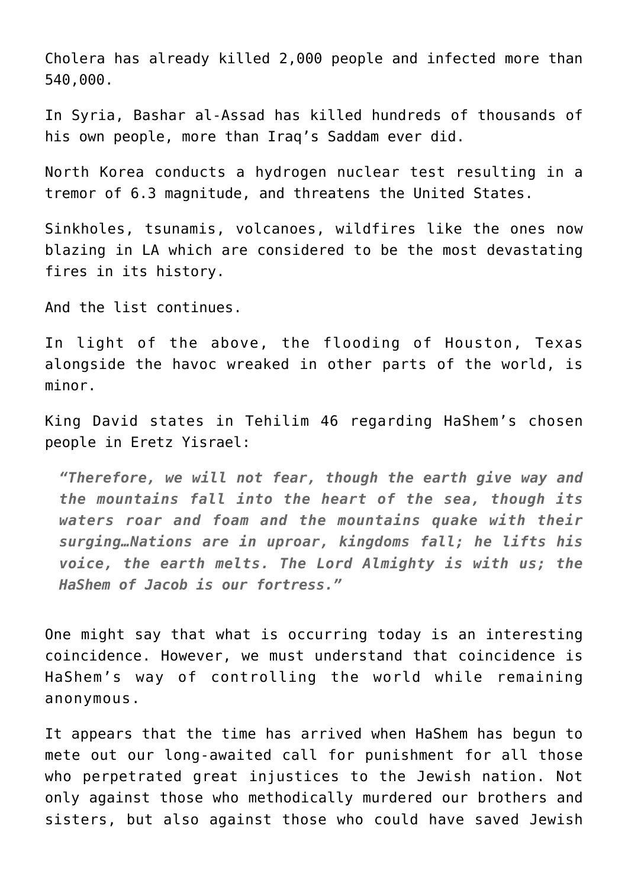Cholera has already killed 2,000 people and infected more than 540,000.

In Syria, Bashar al-Assad has killed hundreds of thousands of his own people, more than Iraq's Saddam ever did.

North Korea conducts a hydrogen nuclear test resulting in a tremor of 6.3 magnitude, and threatens the United States.

Sinkholes, tsunamis, volcanoes, wildfires like the ones now blazing in LA which are considered to be the most devastating fires in its history.

And the list continues.

In light of the above, the flooding of Houston, Texas alongside the havoc wreaked in other parts of the world, is minor.

King David states in Tehilim 46 regarding HaShem's chosen people in Eretz Yisrael:

> ***"Therefore, we will not fear, though the earth give way and the mountains fall into the heart of the sea, though its waters roar and foam and the mountains quake with their surging…Nations are in uproar, kingdoms fall; he lifts his voice, the earth melts. The Lord Almighty is with us; the HaShem of Jacob is our fortress."***

One might say that what is occurring today is an interesting coincidence. However, we must understand that coincidence is HaShem's way of controlling the world while remaining anonymous.

It appears that the time has arrived when HaShem has begun to mete out our long-awaited call for punishment for all those who perpetrated great injustices to the Jewish nation. Not only against those who methodically murdered our brothers and sisters, but also against those who could have saved Jewish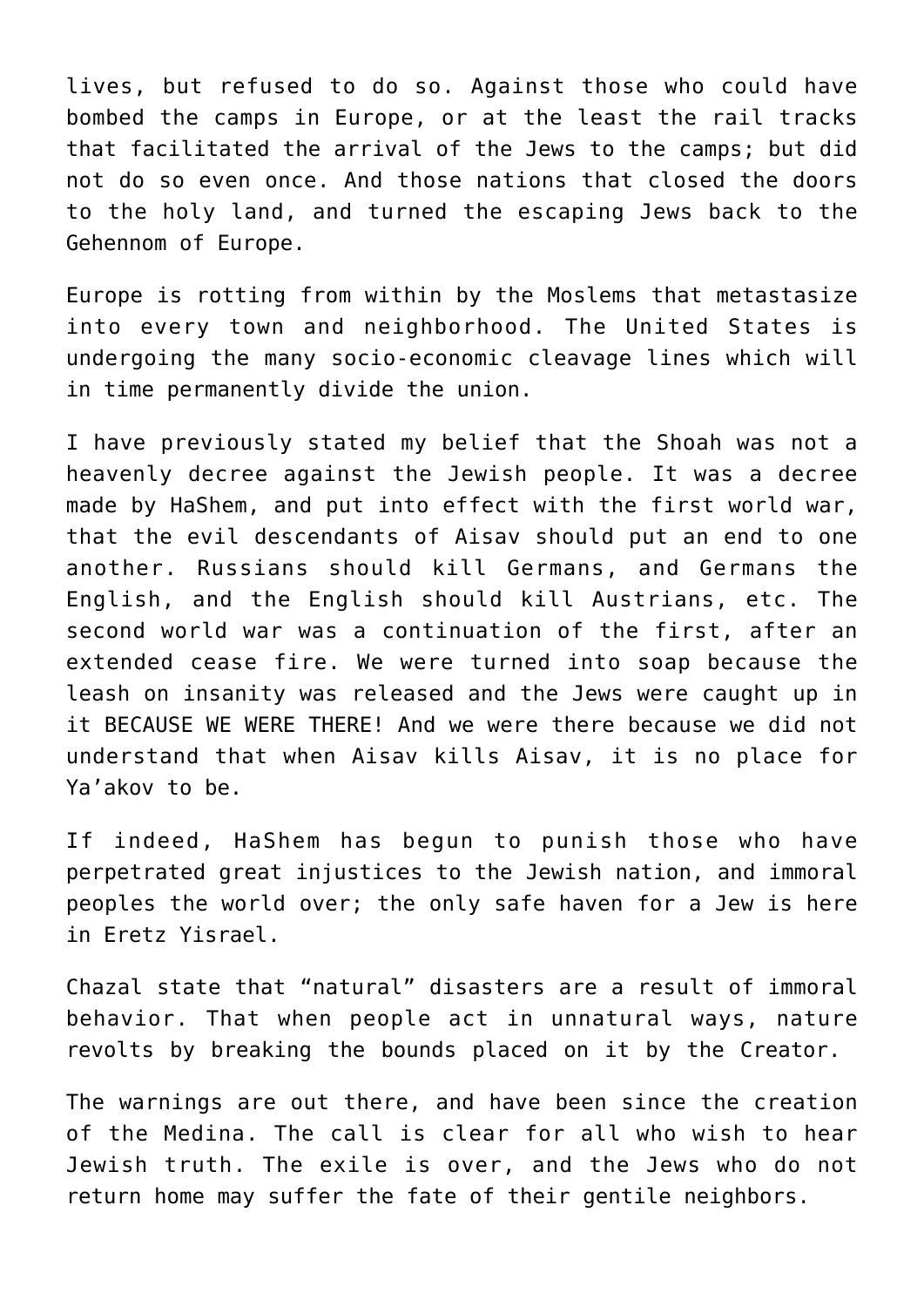lives, but refused to do so. Against those who could have bombed the camps in Europe, or at the least the rail tracks that facilitated the arrival of the Jews to the camps; but did not do so even once. And those nations that closed the doors to the holy land, and turned the escaping Jews back to the Gehennom of Europe.

Europe is rotting from within by the Moslems that metastasize into every town and neighborhood. The United States is undergoing the many socio-economic cleavage lines which will in time permanently divide the union.

I have previously stated my belief that the Shoah was not a heavenly decree against the Jewish people. It was a decree made by HaShem, and put into effect with the first world war, that the evil descendants of Aisav should put an end to one another. Russians should kill Germans, and Germans the English, and the English should kill Austrians, etc. The second world war was a continuation of the first, after an extended cease fire. We were turned into soap because the leash on insanity was released and the Jews were caught up in it BECAUSE WE WERE THERE! And we were there because we did not understand that when Aisav kills Aisav, it is no place for Ya'akov to be.

If indeed, HaShem has begun to punish those who have perpetrated great injustices to the Jewish nation, and immoral peoples the world over; the only safe haven for a Jew is here in Eretz Yisrael.

Chazal state that "natural" disasters are a result of immoral behavior. That when people act in unnatural ways, nature revolts by breaking the bounds placed on it by the Creator.

The warnings are out there, and have been since the creation of the Medina. The call is clear for all who wish to hear Jewish truth. The exile is over, and the Jews who do not return home may suffer the fate of their gentile neighbors.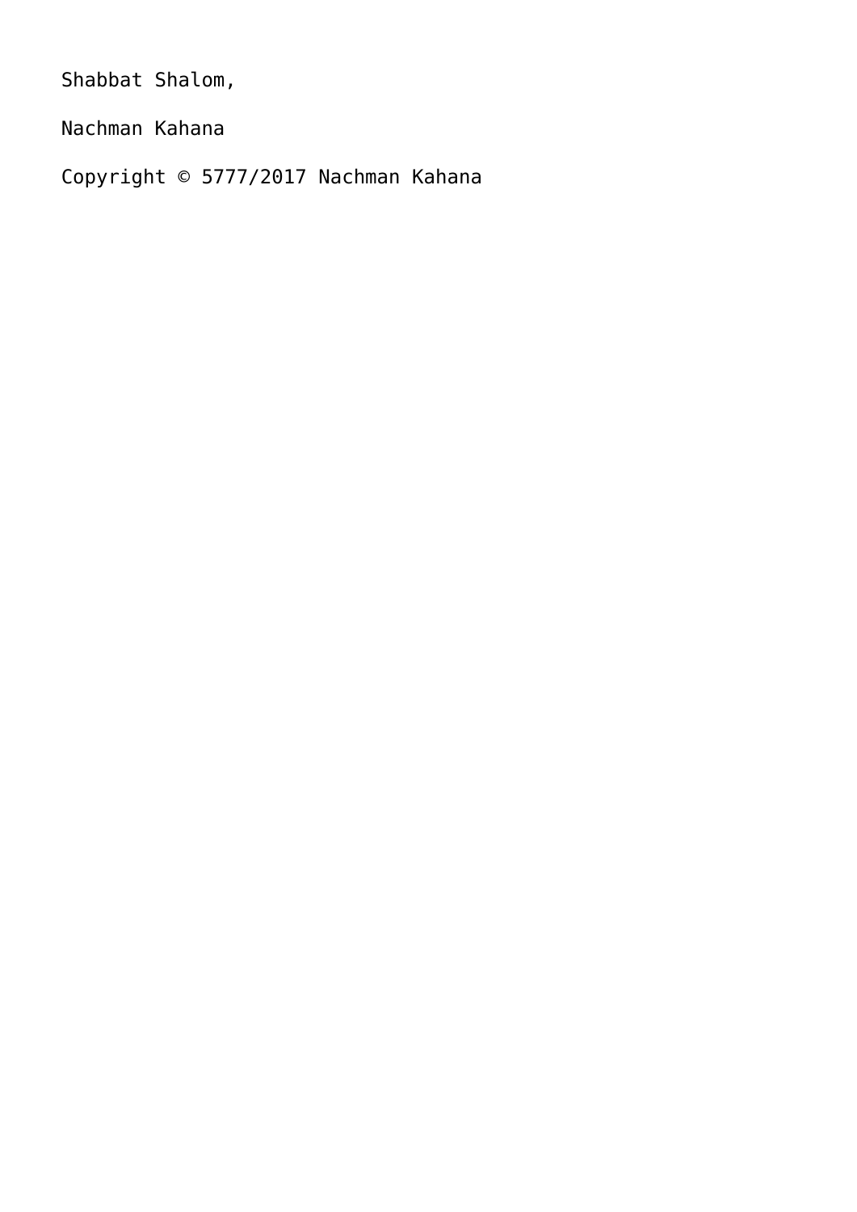Shabbat Shalom,

Nachman Kahana

Copyright © 5777/2017 Nachman Kahana